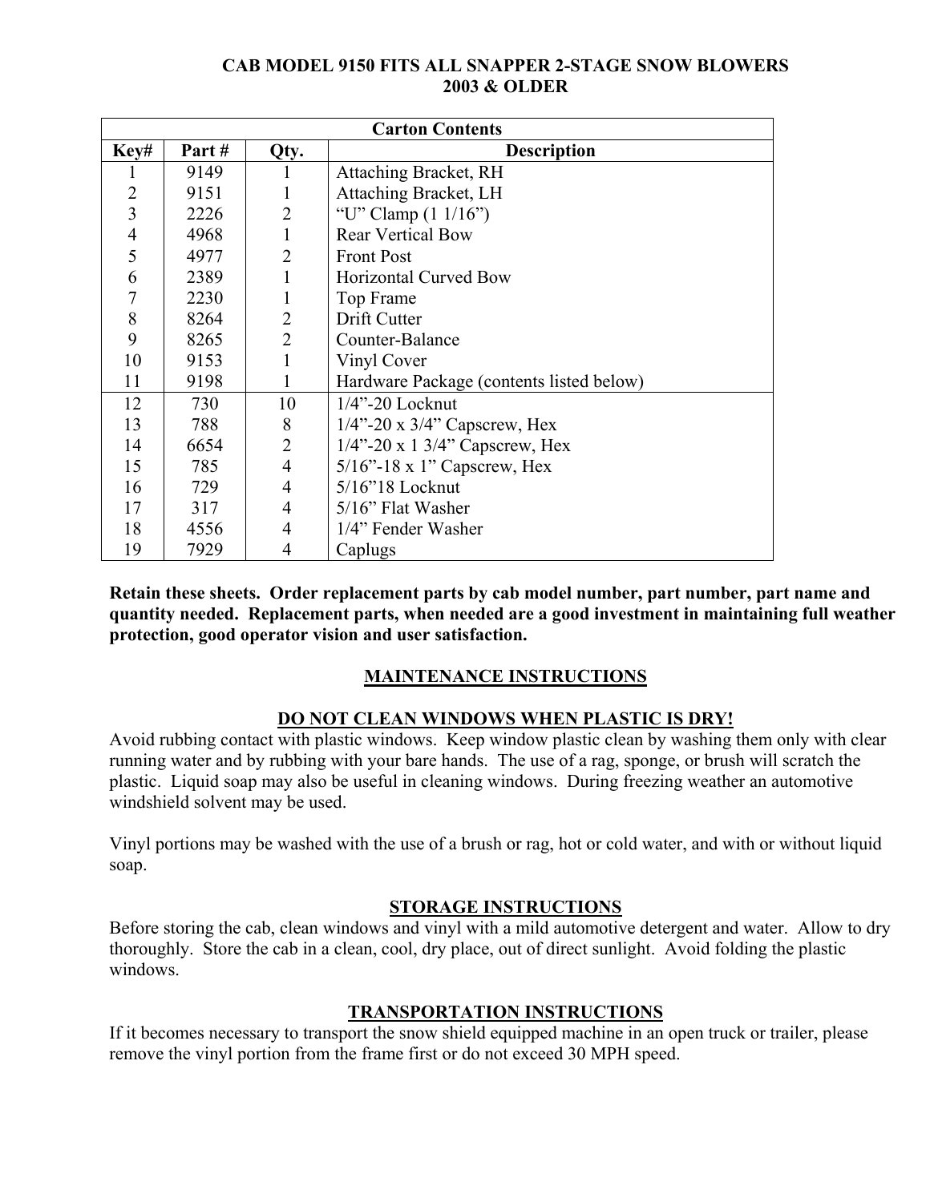# CAB MODEL 9150 FITS ALL SNAPPER 2-STAGE SNOW BLOWERS 2003 & OLDER

| Carton Contents | | | |
|---|---|---|---|
| **Key#** | **Part #** | **Qty.** | **Description** |
| 1 | 9149 | 1 | Attaching Bracket, RH |
| 2 | 9151 | 1 | Attaching Bracket, LH |
| 3 | 2226 | 2 | "U" Clamp (1 1/16") |
| 4 | 4968 | 1 | Rear Vertical Bow |
| 5 | 4977 | 2 | Front Post |
| 6 | 2389 | 1 | Horizontal Curved Bow |
| 7 | 2230 | 1 | Top Frame |
| 8 | 8264 | 2 | Drift Cutter |
| 9 | 8265 | 2 | Counter-Balance |
| 10 | 9153 | 1 | Vinyl Cover |
| 11 | 9198 | 1 | Hardware Package (contents listed below) |
| 12 | 730 | 10 | 1/4"-20 Locknut |
| 13 | 788 | 8 | 1/4"-20 x 3/4" Capscrew, Hex |
| 14 | 6654 | 2 | 1/4"-20 x 1 3/4" Capscrew, Hex |
| 15 | 785 | 4 | 5/16"-18 x 1" Capscrew, Hex |
| 16 | 729 | 4 | 5/16"18 Locknut |
| 17 | 317 | 4 | 5/16" Flat Washer |
| 18 | 4556 | 4 | 1/4" Fender Washer |
| 19 | 7929 | 4 | Caplugs |

**Retain these sheets. Order replacement parts by cab model number, part number, part name and quantity needed. Replacement parts, when needed are a good investment in maintaining full weather protection, good operator vision and user satisfaction.**

## MAINTENANCE INSTRUCTIONS

### DO NOT CLEAN WINDOWS WHEN PLASTIC IS DRY!

Avoid rubbing contact with plastic windows. Keep window plastic clean by washing them only with clear running water and by rubbing with your bare hands. The use of a rag, sponge, or brush will scratch the plastic. Liquid soap may also be useful in cleaning windows. During freezing weather an automotive windshield solvent may be used.

Vinyl portions may be washed with the use of a brush or rag, hot or cold water, and with or without liquid soap.

## STORAGE INSTRUCTIONS

Before storing the cab, clean windows and vinyl with a mild automotive detergent and water. Allow to dry thoroughly. Store the cab in a clean, cool, dry place, out of direct sunlight. Avoid folding the plastic windows.

## TRANSPORTATION INSTRUCTIONS

If it becomes necessary to transport the snow shield equipped machine in an open truck or trailer, please remove the vinyl portion from the frame first or do not exceed 30 MPH speed.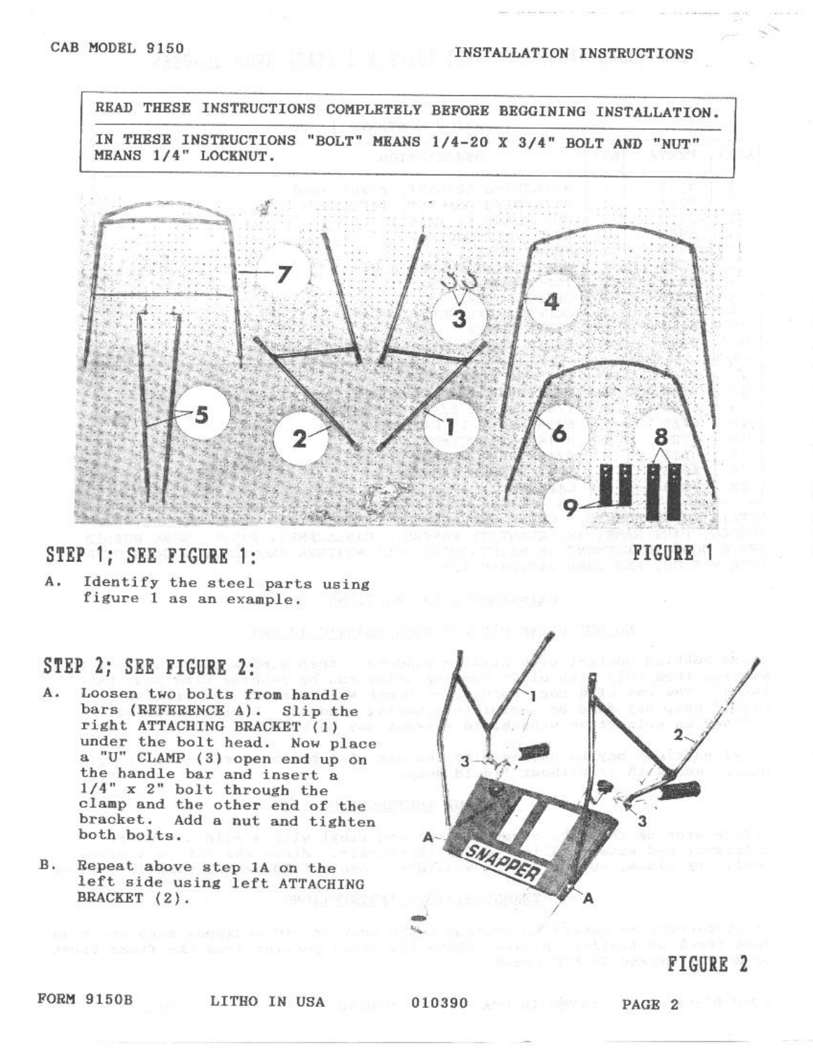READ THESE INSTRUCTIONS COMPLETELY BEFORE BEGGINING INSTALLATION.

IN THESE INSTRUCTIONS "BOLT" MEANS 1/4-20 X 3/4" BOLT AND "NUT" MEANS 1/4" LOCKNUT.

FIGURE 1

## STEP 1; SEE FIGURE 1:

A. Identify the steel parts using figure 1 as an example.

## STEP 2; SEE FIGURE 2:

A. Loosen two bolts from handle bars (REFERENCE A). Slip the right ATTACHING BRACKET (1) under the bolt head. Now place a "U" CLAMP (3) open end up on the handle bar and insert a 1/4" x 2" bolt through the clamp and the other end of the bracket. Add a nut and tighten both bolts.

B. Repeat above step 1A on the left side using left ATTACHING BRACKET (2).

FIGURE 2

FORM 9150B LITHO IN USA 010390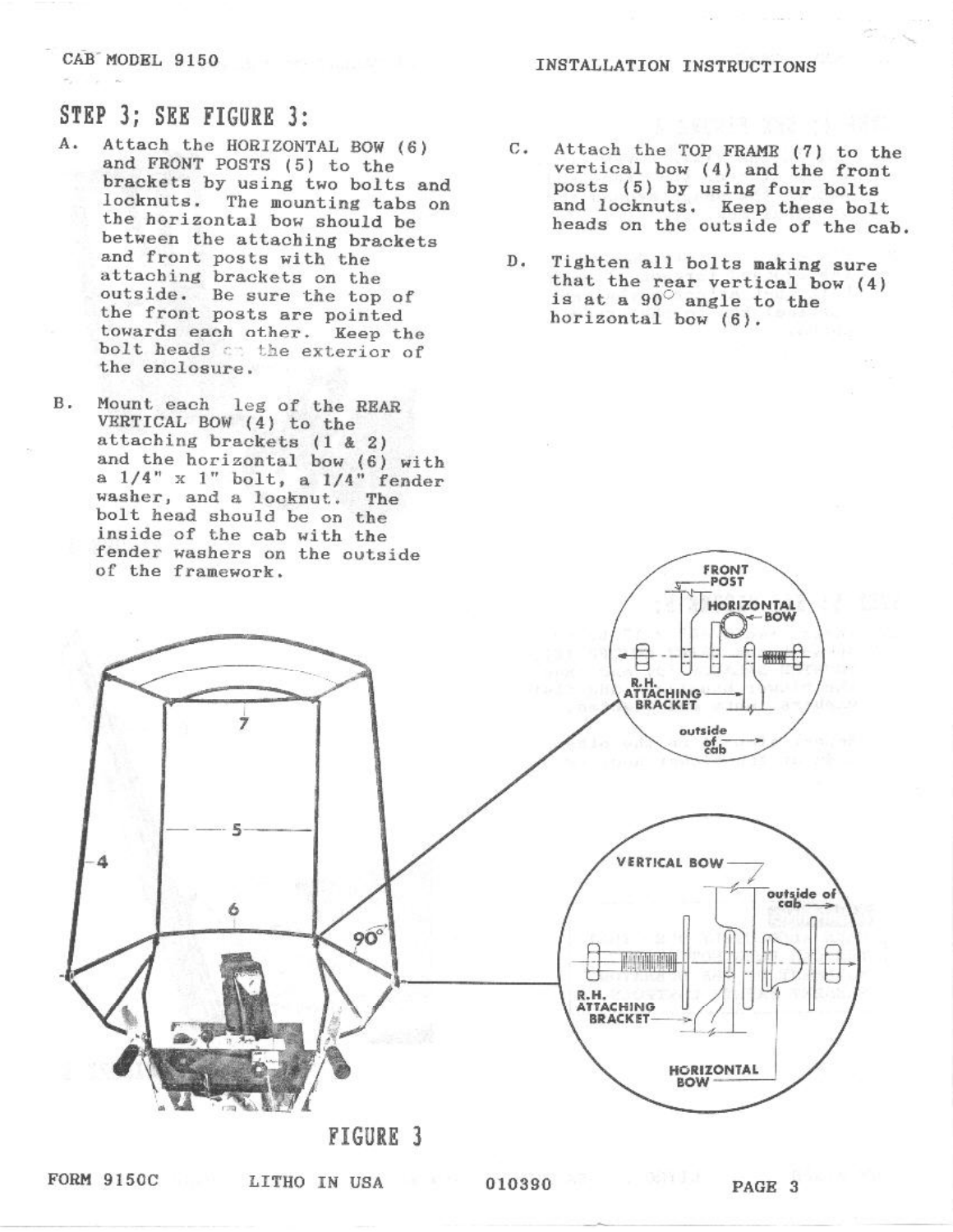## STEP 3; SEE FIGURE 3:

A. Attach the HORIZONTAL BOW (6) and FRONT POSTS (5) to the brackets by using two bolts and locknuts. The mounting tabs on the horizontal bow should be between the attaching brackets and front posts with the attaching brackets on the outside. Be sure the top of the front posts are pointed towards each other. Keep the bolt heads on the exterior of the enclosure.

B. Mount each leg of the REAR VERTICAL BOW (4) to the attaching brackets (1 & 2) and the horizontal bow (6) with a 1/4" x 1" bolt, a 1/4" fender washer, and a locknut. The bolt head should be on the inside of the cab with the fender washers on the outside of the framework.

C. Attach the TOP FRAME (7) to the vertical bow (4) and the front posts (5) by using four bolts and locknuts. Keep these bolt heads on the outside of the cab.

D. Tighten all bolts making sure that the rear vertical bow (4) is at a 90° angle to the horizontal bow (6).

FIGURE 3

FORM 9150C LITHO IN USA 010390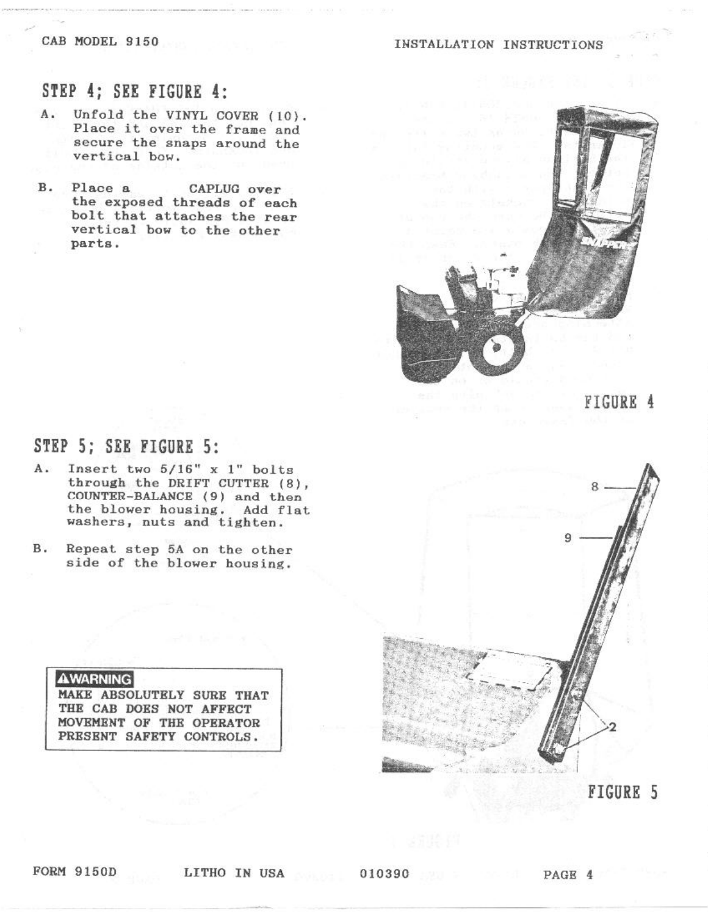## STEP 4; SEE FIGURE 4:

A. Unfold the VINYL COVER (10). Place it over the frame and secure the snaps around the vertical bow.

B. Place a CAPLUG over the exposed threads of each bolt that attaches the rear vertical bow to the other parts.

FIGURE 4

## STEP 5; SEE FIGURE 5:

A. Insert two 5/16" x 1" bolts through the DRIFT CUTTER (8), COUNTER-BALANCE (9) and then the blower housing. Add flat washers, nuts and tighten.

B. Repeat step 5A on the other side of the blower housing.

> **⚠WARNING**
> MAKE ABSOLUTELY SURE THAT THE CAB DOES NOT AFFECT MOVEMENT OF THE OPERATOR PRESENT SAFETY CONTROLS.

8

9

2

FIGURE 5

FORM 9150D LITHO IN USA 010390